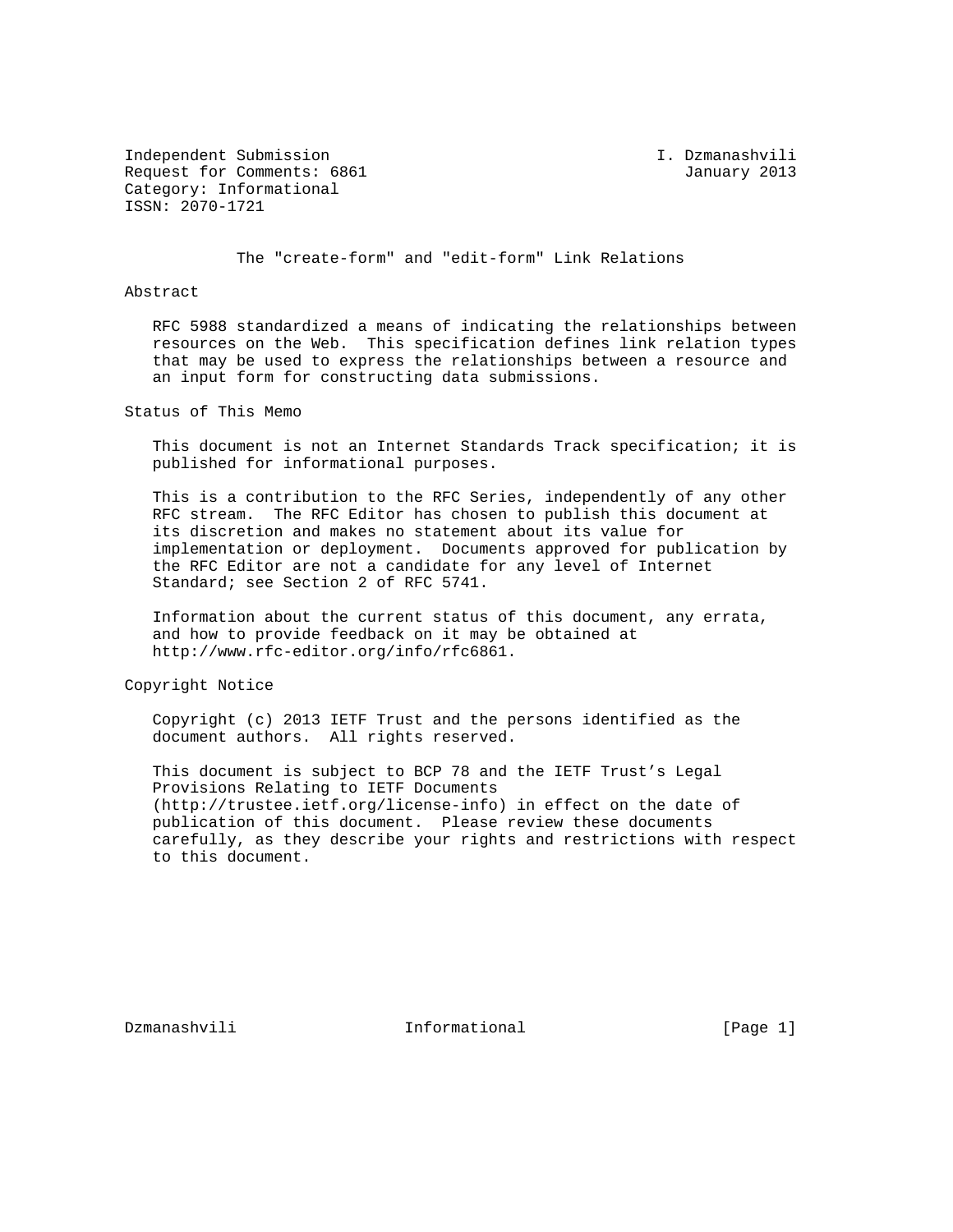Independent Submission                                    I. Dzmanashvili
Request for Comments: 6861                                   January 2013
Category: Informational
ISSN: 2070-1721

# The "create-form" and "edit-form" Link Relations

## Abstract

RFC 5988 standardized a means of indicating the relationships between resources on the Web. This specification defines link relation types that may be used to express the relationships between a resource and an input form for constructing data submissions.

## Status of This Memo

This document is not an Internet Standards Track specification; it is published for informational purposes.

This is a contribution to the RFC Series, independently of any other RFC stream. The RFC Editor has chosen to publish this document at its discretion and makes no statement about its value for implementation or deployment. Documents approved for publication by the RFC Editor are not a candidate for any level of Internet Standard; see Section 2 of RFC 5741.

Information about the current status of this document, any errata, and how to provide feedback on it may be obtained at http://www.rfc-editor.org/info/rfc6861.

## Copyright Notice

Copyright (c) 2013 IETF Trust and the persons identified as the document authors. All rights reserved.

This document is subject to BCP 78 and the IETF Trust's Legal Provisions Relating to IETF Documents (http://trustee.ietf.org/license-info) in effect on the date of publication of this document. Please review these documents carefully, as they describe your rights and restrictions with respect to this document.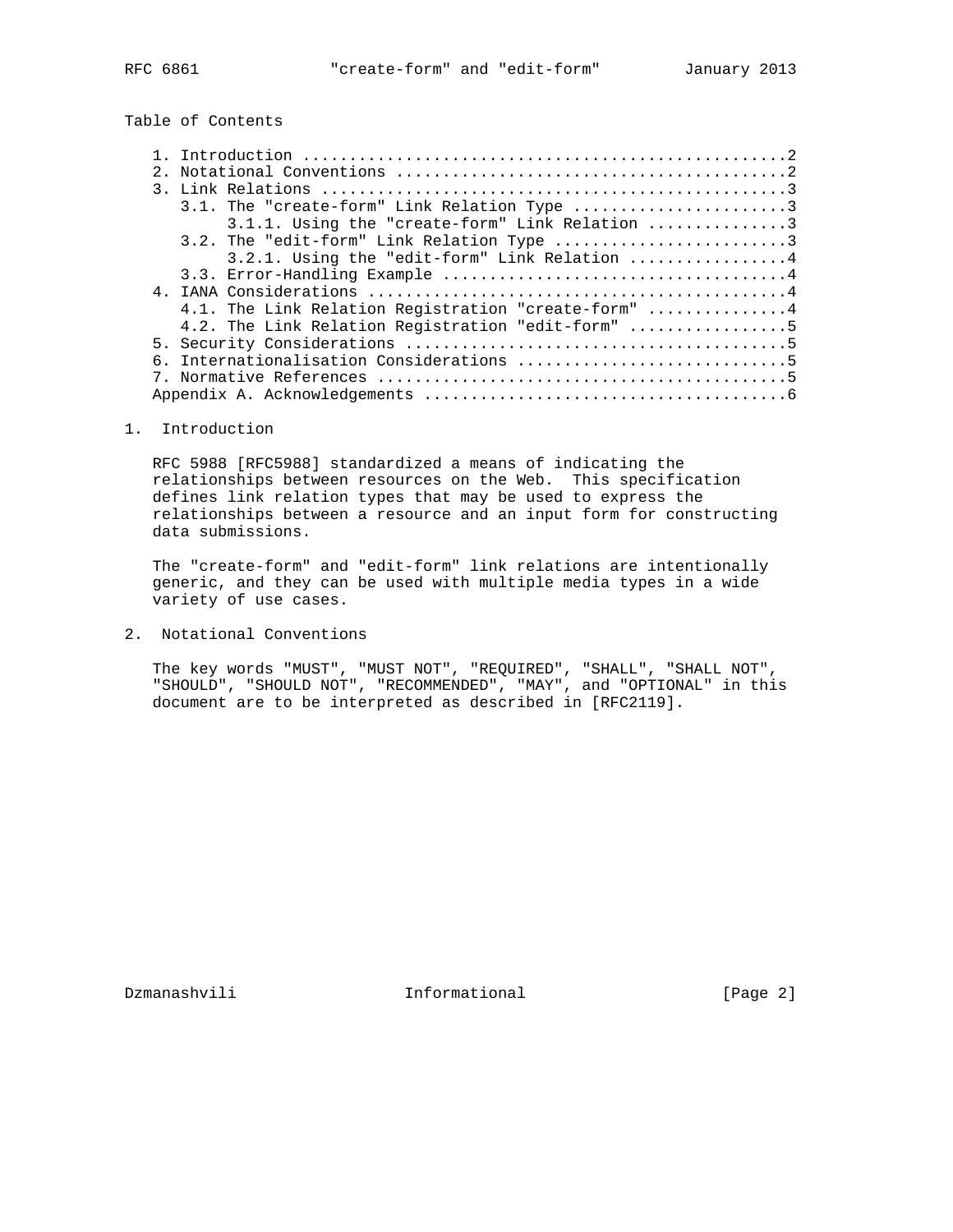## Table of Contents

```
   1. Introduction ....................................................2
   2. Notational Conventions ..........................................2
   3. Link Relations ..................................................3
      3.1. The "create-form" Link Relation Type .......................3
           3.1.1. Using the "create-form" Link Relation ...............3
      3.2. The "edit-form" Link Relation Type .........................3
           3.2.1. Using the "edit-form" Link Relation .................4
      3.3. Error-Handling Example .....................................4
   4. IANA Considerations .............................................4
      4.1. The Link Relation Registration "create-form" ...............4
      4.2. The Link Relation Registration "edit-form" .................5
   5. Security Considerations .........................................5
   6. Internationalisation Considerations .............................5
   7. Normative References ............................................5
   Appendix A. Acknowledgements .......................................6
```

## 1. Introduction

RFC 5988 [RFC5988] standardized a means of indicating the relationships between resources on the Web. This specification defines link relation types that may be used to express the relationships between a resource and an input form for constructing data submissions.

The "create-form" and "edit-form" link relations are intentionally generic, and they can be used with multiple media types in a wide variety of use cases.

## 2. Notational Conventions

The key words "MUST", "MUST NOT", "REQUIRED", "SHALL", "SHALL NOT", "SHOULD", "SHOULD NOT", "RECOMMENDED", "MAY", and "OPTIONAL" in this document are to be interpreted as described in [RFC2119].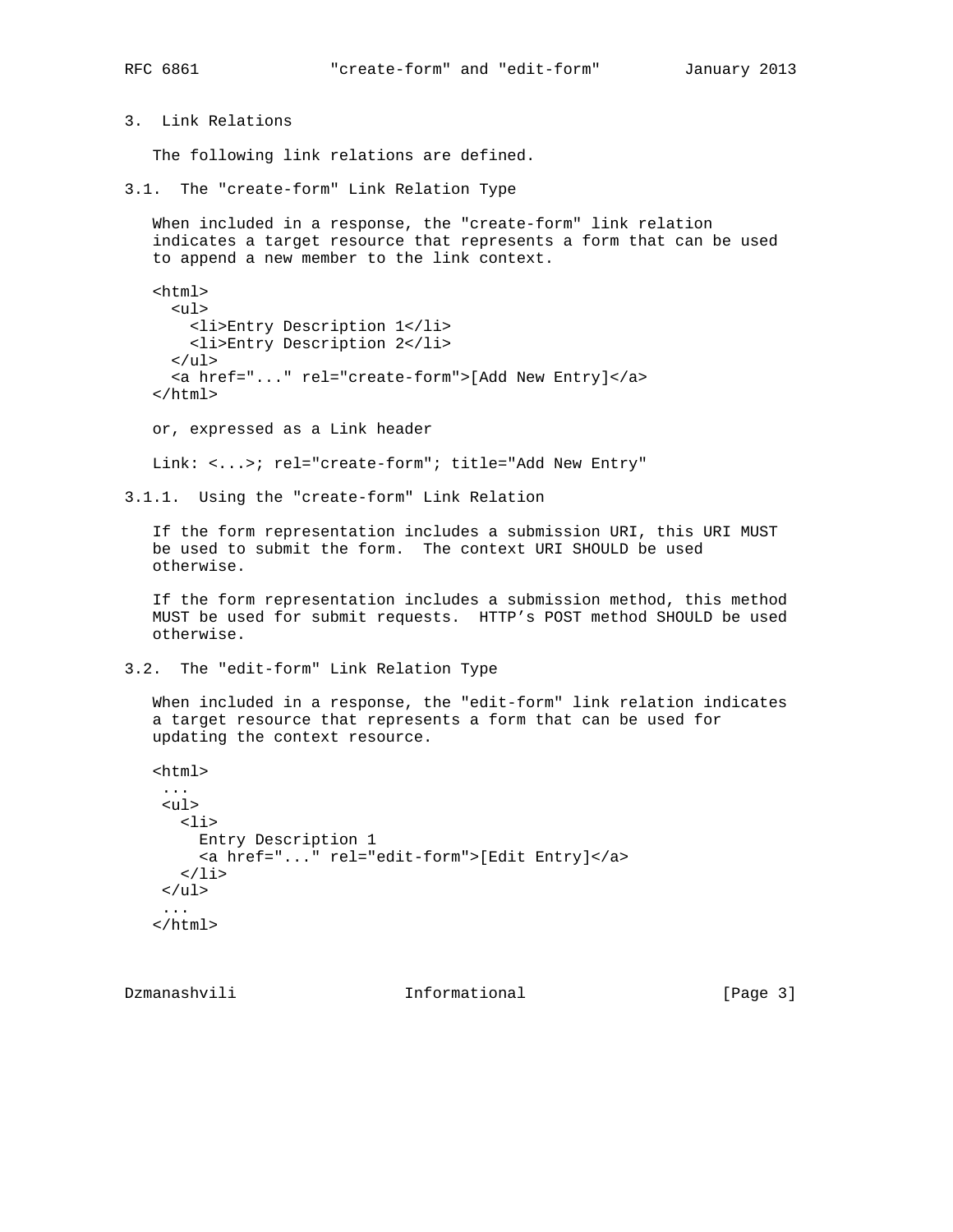## 3. Link Relations

The following link relations are defined.

### 3.1. The "create-form" Link Relation Type

When included in a response, the "create-form" link relation indicates a target resource that represents a form that can be used to append a new member to the link context.

```
<html>
  <ul>
    <li>Entry Description 1</li>
    <li>Entry Description 2</li>
  </ul>
  <a href="..." rel="create-form">[Add New Entry]</a>
</html>
```

or, expressed as a Link header

```
Link: <...>; rel="create-form"; title="Add New Entry"
```

#### 3.1.1. Using the "create-form" Link Relation

If the form representation includes a submission URI, this URI MUST be used to submit the form. The context URI SHOULD be used otherwise.

If the form representation includes a submission method, this method MUST be used for submit requests. HTTP's POST method SHOULD be used otherwise.

### 3.2. The "edit-form" Link Relation Type

When included in a response, the "edit-form" link relation indicates a target resource that represents a form that can be used for updating the context resource.

```
<html>
 ...
 <ul>
   <li>
     Entry Description 1
     <a href="..." rel="edit-form">[Edit Entry]</a>
   </li>
 </ul>
 ...
</html>
```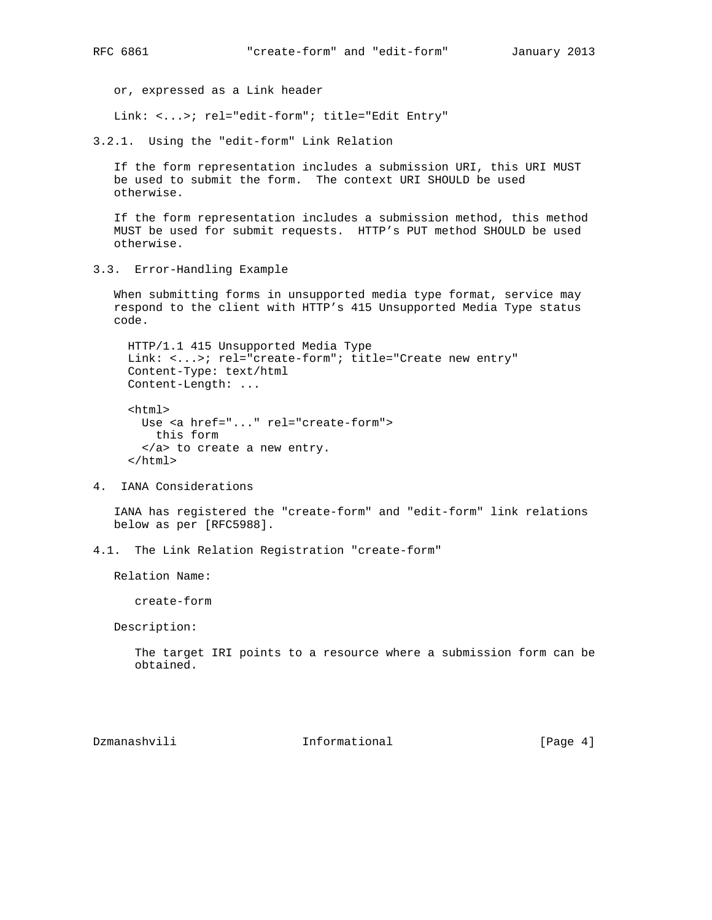or, expressed as a Link header

```
Link: <...>; rel="edit-form"; title="Edit Entry"
```

#### 3.2.1. Using the "edit-form" Link Relation

If the form representation includes a submission URI, this URI MUST be used to submit the form. The context URI SHOULD be used otherwise.

If the form representation includes a submission method, this method MUST be used for submit requests. HTTP’s PUT method SHOULD be used otherwise.

### 3.3. Error-Handling Example

When submitting forms in unsupported media type format, service may respond to the client with HTTP’s 415 Unsupported Media Type status code.

```
HTTP/1.1 415 Unsupported Media Type
Link: <...>; rel="create-form"; title="Create new entry"
Content-Type: text/html
Content-Length: ...

<html>
  Use <a href="..." rel="create-form">
    this form
  </a> to create a new entry.
</html>
```

## 4. IANA Considerations

IANA has registered the "create-form" and "edit-form" link relations below as per [RFC5988].

### 4.1. The Link Relation Registration "create-form"

Relation Name:

create-form

Description:

The target IRI points to a resource where a submission form can be obtained.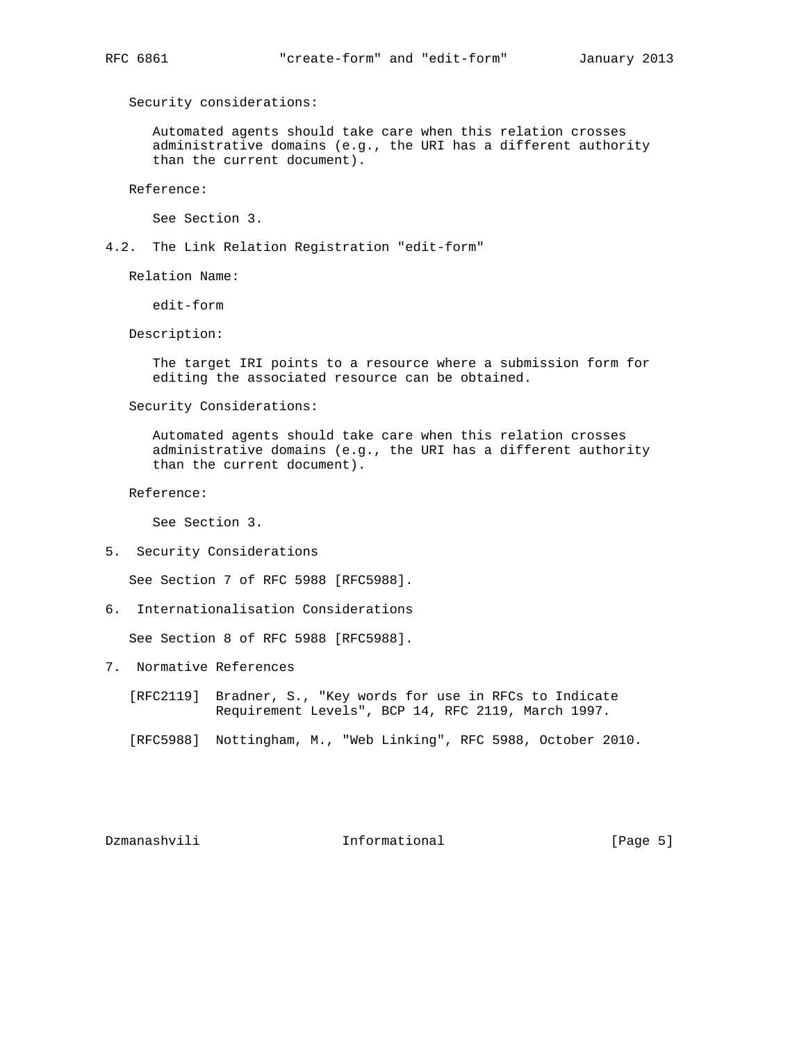Security considerations:

Automated agents should take care when this relation crosses administrative domains (e.g., the URI has a different authority than the current document).

Reference:

See Section 3.

### 4.2. The Link Relation Registration "edit-form"

Relation Name:

edit-form

Description:

The target IRI points to a resource where a submission form for editing the associated resource can be obtained.

Security Considerations:

Automated agents should take care when this relation crosses administrative domains (e.g., the URI has a different authority than the current document).

Reference:

See Section 3.

## 5. Security Considerations

See Section 7 of RFC 5988 [RFC5988].

## 6. Internationalisation Considerations

See Section 8 of RFC 5988 [RFC5988].

## 7. Normative References

[RFC2119] Bradner, S., "Key words for use in RFCs to Indicate Requirement Levels", BCP 14, RFC 2119, March 1997.

[RFC5988] Nottingham, M., "Web Linking", RFC 5988, October 2010.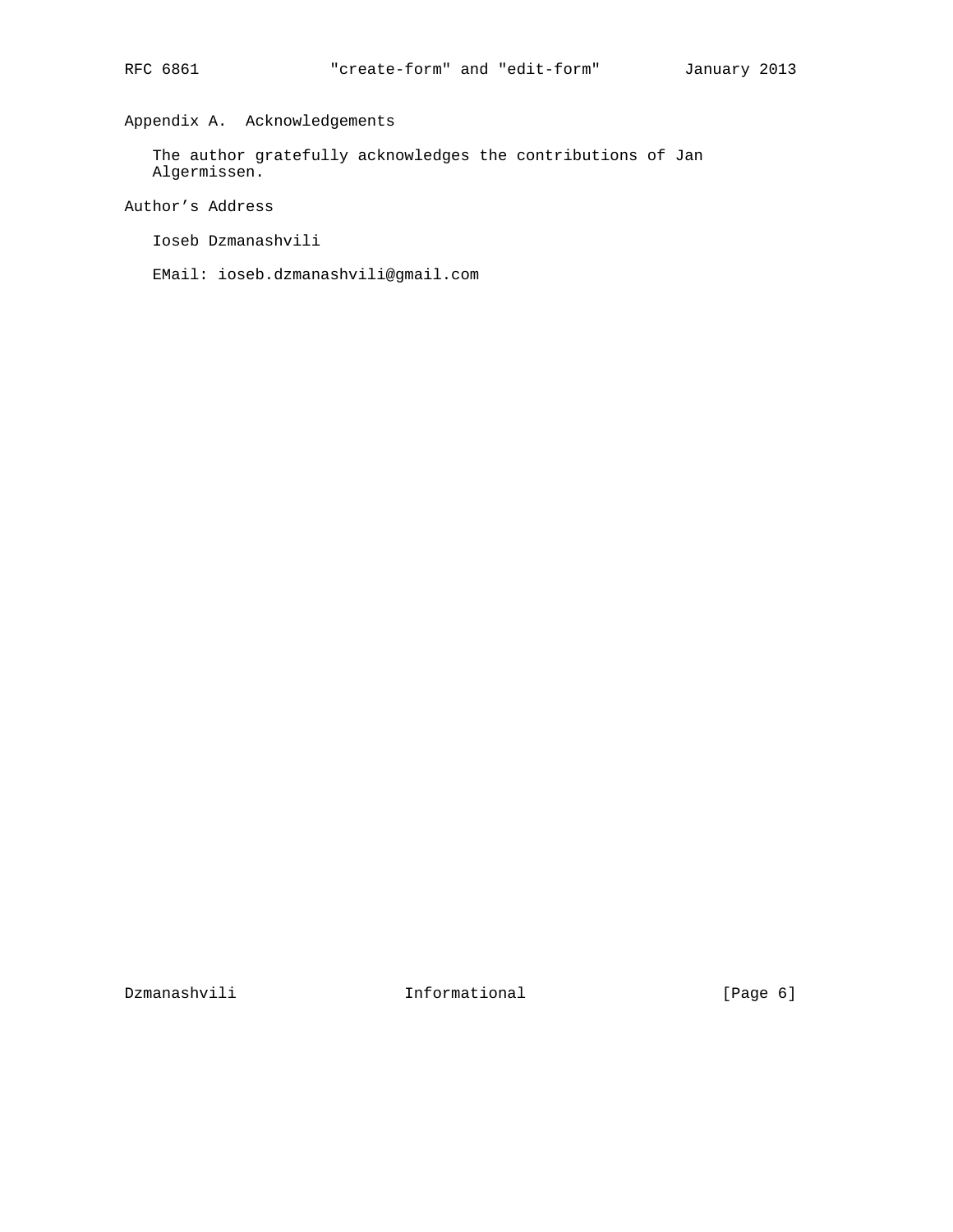## Appendix A. Acknowledgements

The author gratefully acknowledges the contributions of Jan Algermissen.

## Author's Address

Ioseb Dzmanashvili

EMail: ioseb.dzmanashvili@gmail.com